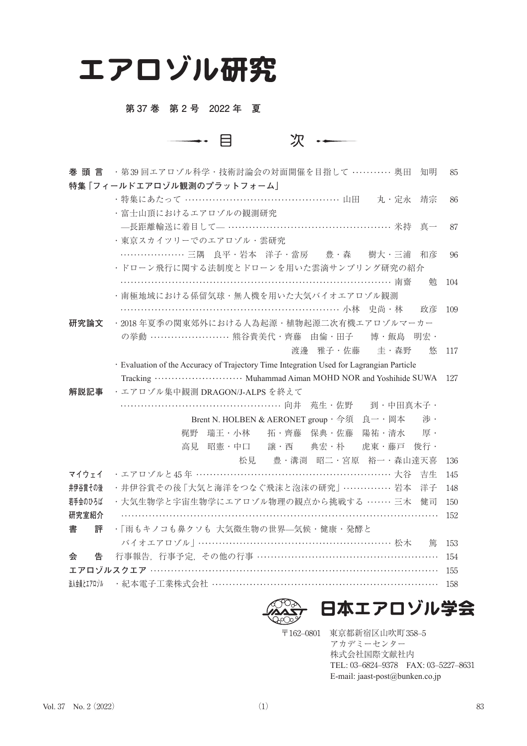# エアロゾル研究

**第 37 巻　第 2 号　2022 年　夏**

## 目　　次

**巻 頭 言**　・第39回エアロゾル科学・技術討論会の対面開催を目指して ………… 奥田　知明　85

**特集「フィールドエアロゾル観測のプラットフォーム」**

・特集にあたって ………………………………………… 山田　　丸・定永　靖宗　86

・富士山頂におけるエアロゾルの観測研究
―長距離輸送に着目して― …………………………………………… 米持　真一　87

・東京スカイツリーでのエアロゾル・雲研究
……………… 三隅　良平・岩本　洋子・當房　　豊・森　　樹大・三浦　和彦　96

・ドローン飛行に関する法制度とドローンを用いた雲滴サンプリング研究の紹介
…………………………………………………………………………… 南齋　　勉　104

・南極地域における係留気球・無人機を用いた大気バイオエアロゾル観測
………………………………………………………… 小林　史尚・林　　政彦　109

**研究論文**　・2018 年夏季の関東郊外における人為起源・植物起源二次有機エアロゾルマーカーの挙動 …………………… 熊谷貴美代・齊藤　由倫・田子　　博・飯島　明宏・渡邊　雅子・佐藤　　圭・森野　　悠　117

・Evaluation of the Accuracy of Trajectory Time Integration Used for Lagrangian Particle Tracking ……………………… Muhammad Aiman MOHD NOR and Yoshihide SUWA　127

**解説記事**　・エアロゾル集中観測 DRAGON/J-ALPS を終えて
………………………………………… 向井　苑生・佐野　　到・中田真木子・Brent N. HOLBEN & AERONET group・今須　良一・岡本　　渉・梶野　瑞王・小林　　拓・齊藤　保典・佐藤　陽祐・清水　　厚・高見　昭憲・中口　　譲・西　　典宏・朴　　虎東・藤戸　俊行・松見　　豊・溝渕　昭二・宮原　裕一・森山達天喜　136

**マイウェイ**　・エアロゾルと45 年 …………………………………………………… 大谷　吉生　145

**井伊谷賞その後**　・井伊谷賞その後「大気と海洋をつなぐ飛沫と泡沫の研究」…………… 岩本　洋子　148

**若手会のひろば**　・大気生物学と宇宙生物学にエアロゾル物理の観点から挑戦する ……… 三木　健司　150

**研究室紹介**　……………………………………………………………………………………… 152

**書　　評**　・「雨もキノコも鼻クソも 大気微生物の世界―気候・健康・発酵とバイオエアロゾル」…………………………………………………… 松木　　篤　153

**会　　告**　行事報告，行事予定，その他の行事 ……………………………………………… 154

**エアロゾルスクエア** …………………………………………………………………………… 155

**法人会員とエアロゾル**　・紀本電子工業株式会社 ………………………………………………………… 158

**日本エアロゾル学会**

〒162–0801　東京都新宿区山吹町358–5
アカデミーセンター
株式会社国際文献社内
TEL: 03–6824–9378　FAX: 03–5227–8631
E-mail: jaast-post@bunken.co.jp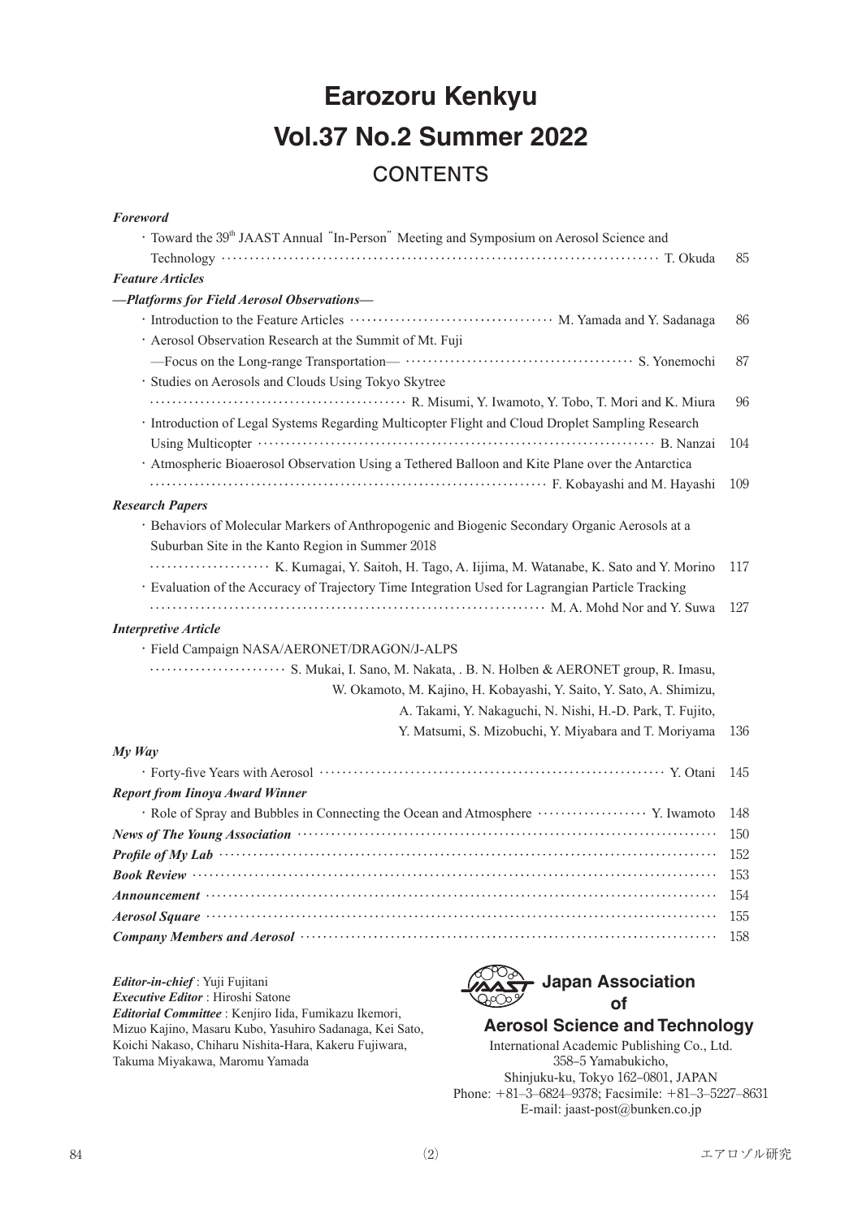# Earozoru Kenkyu

# Vol.37 No.2 Summer 2022

## CONTENTS

***Foreword***

- Toward the 39th JAAST Annual "In-Person" Meeting and Symposium on Aerosol Science and Technology ······ T. Okuda 85

***Feature Articles***

***—Platforms for Field Aerosol Observations—***

- Introduction to the Feature Articles ······ M. Yamada and Y. Sadanaga 86
- Aerosol Observation Research at the Summit of Mt. Fuji —Focus on the Long-range Transportation— ······ S. Yonemochi 87
- Studies on Aerosols and Clouds Using Tokyo Skytree ······ R. Misumi, Y. Iwamoto, Y. Tobo, T. Mori and K. Miura 96
- Introduction of Legal Systems Regarding Multicopter Flight and Cloud Droplet Sampling Research Using Multicopter ······ B. Nanzai 104
- Atmospheric Bioaerosol Observation Using a Tethered Balloon and Kite Plane over the Antarctica ······ F. Kobayashi and M. Hayashi 109

***Research Papers***

- Behaviors of Molecular Markers of Anthropogenic and Biogenic Secondary Organic Aerosols at a Suburban Site in the Kanto Region in Summer 2018 ······ K. Kumagai, Y. Saitoh, H. Tago, A. Iijima, M. Watanabe, K. Sato and Y. Morino 117
- Evaluation of the Accuracy of Trajectory Time Integration Used for Lagrangian Particle Tracking ······ M. A. Mohd Nor and Y. Suwa 127

***Interpretive Article***

- Field Campaign NASA/AERONET/DRAGON/J-ALPS ······ S. Mukai, I. Sano, M. Nakata, . B. N. Holben & AERONET group, R. Imasu, W. Okamoto, M. Kajino, H. Kobayashi, Y. Saito, Y. Sato, A. Shimizu, A. Takami, Y. Nakaguchi, N. Nishi, H.-D. Park, T. Fujito, Y. Matsumi, S. Mizobuchi, Y. Miyabara and T. Moriyama 136

***My Way***

- Forty-five Years with Aerosol ······ Y. Otani 145

***Report from Iinoya Award Winner***

- Role of Spray and Bubbles in Connecting the Ocean and Atmosphere ······ Y. Iwamoto 148

***News of The Young Association*** ······ 150

***Profile of My Lab*** ······ 152

***Book Review*** ······ 153

***Announcement*** ······ 154

***Aerosol Square*** ······ 155

***Company Members and Aerosol*** ······ 158

***Editor-in-chief*** : Yuji Fujitani
***Executive Editor*** : Hiroshi Satone
***Editorial Committee*** : Kenjiro Iida, Fumikazu Ikemori, Mizuo Kajino, Masaru Kubo, Yasuhiro Sadanaga, Kei Sato, Koichi Nakaso, Chiharu Nishita-Hara, Kakeru Fujiwara, Takuma Miyakawa, Maromu Yamada

**Japan Association of Aerosol Science and Technology**

International Academic Publishing Co., Ltd.
358–5 Yamabukicho,
Shinjuku-ku, Tokyo 162–0801, JAPAN
Phone: +81–3–6824–9378; Facsimile: +81–3–5227–8631
E-mail: jaast-post@bunken.co.jp